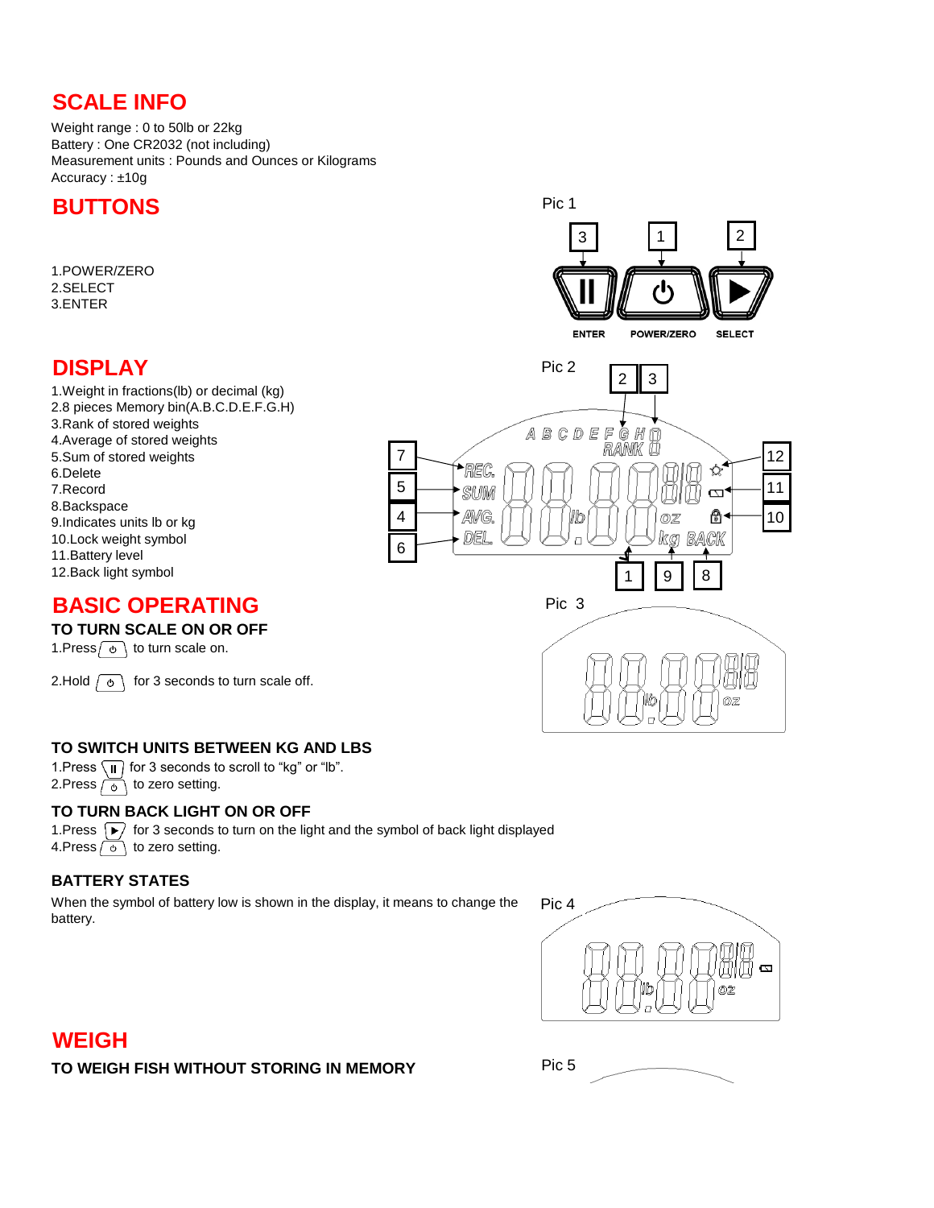# SCALE INFO

Weight range : 0 to 50lb or 22kg
Battery : One CR2032 (not including)
Measurement units : Pounds and Ounces or Kilograms
Accuracy : ±10g

# BUTTONS

Pic 1

1.POWER/ZERO
2.SELECT
3.ENTER

ENTER POWER/ZERO SELECT

# DISPLAY

Pic 2

1.Weight in fractions(lb) or decimal (kg)
2.8 pieces Memory bin(A.B.C.D.E.F.G.H)
3.Rank of stored weights
4.Average of stored weights
5.Sum of stored weights
6.Delete
7.Record
8.Backspace
9.Indicates units lb or kg
10.Lock weight symbol
11.Battery level
12.Back light symbol

# BASIC OPERATING

Pic 3

### TO TURN SCALE ON OR OFF

1.Press (⏻) to turn scale on.

2.Hold (⏻) for 3 seconds to turn scale off.

### TO SWITCH UNITS BETWEEN KG AND LBS

1.Press (II) for 3 seconds to scroll to “kg” or “lb”.
2.Press (⏻) to zero setting.

### TO TURN BACK LIGHT ON OR OFF

1.Press (▶) for 3 seconds to turn on the light and the symbol of back light displayed
4.Press (⏻) to zero setting.

### BATTERY STATES

When the symbol of battery low is shown in the display, it means to change the battery.

Pic 4

# WEIGH

### TO WEIGH FISH WITHOUT STORING IN MEMORY

Pic 5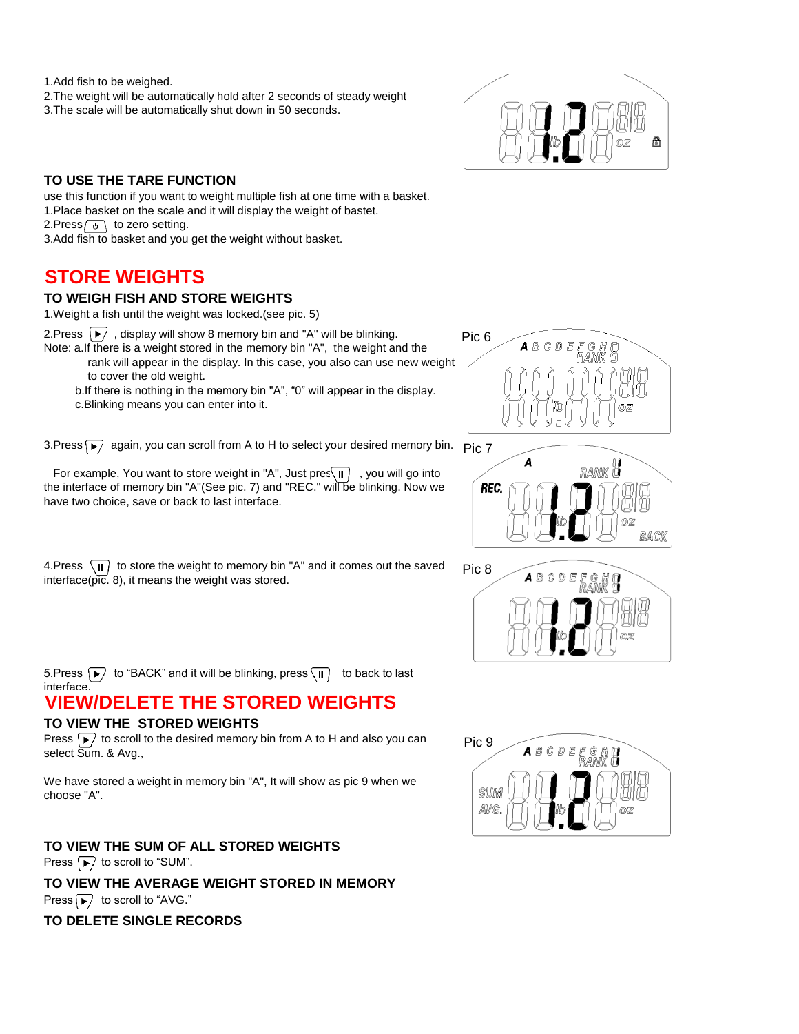1.Add fish to be weighed.
2.The weight will be automatically hold after 2 seconds of steady weight
3.The scale will be automatically shut down in 50 seconds.

### TO USE THE TARE FUNCTION

use this function if you want to weight multiple fish at one time with a basket.
1.Place basket on the scale and it will display the weight of bastet.
2.Press ⏻ to zero setting.
3.Add fish to basket and you get the weight without basket.

## STORE WEIGHTS

### TO WEIGH FISH AND STORE WEIGHTS

1.Weight a fish until the weight was locked.(see pic. 5)

2.Press ▶ , display will show 8 memory bin and "A" will be blinking.
Note: a.If there is a weight stored in the memory bin "A", the weight and the rank will appear in the display. In this case, you also can use new weight to cover the old weight.
b.If there is nothing in the memory bin "A", "0" will appear in the display.
c.Blinking means you can enter into it.

Pic 6

3.Press ▶ again, you can scroll from A to H to select your desired memory bin.

For example, You want to store weight in "A", Just pres ⏸ , you will go into the interface of memory bin "A"(See pic. 7) and "REC." will be blinking. Now we have two choice, save or back to last interface.

Pic 7

4.Press ⏸ to store the weight to memory bin "A" and it comes out the saved interface(pic. 8), it means the weight was stored.

Pic 8

5.Press ▶ to "BACK" and it will be blinking, press ⏸ to back to last interface.

## VIEW/DELETE THE STORED WEIGHTS

### TO VIEW THE STORED WEIGHTS

Press ▶ to scroll to the desired memory bin from A to H and also you can select Sum. & Avg.,

We have stored a weight in memory bin "A", It will show as pic 9 when we choose "A".

Pic 9

### TO VIEW THE SUM OF ALL STORED WEIGHTS

Press ▶ to scroll to "SUM".

### TO VIEW THE AVERAGE WEIGHT STORED IN MEMORY

Press ▶ to scroll to "AVG."

### TO DELETE SINGLE RECORDS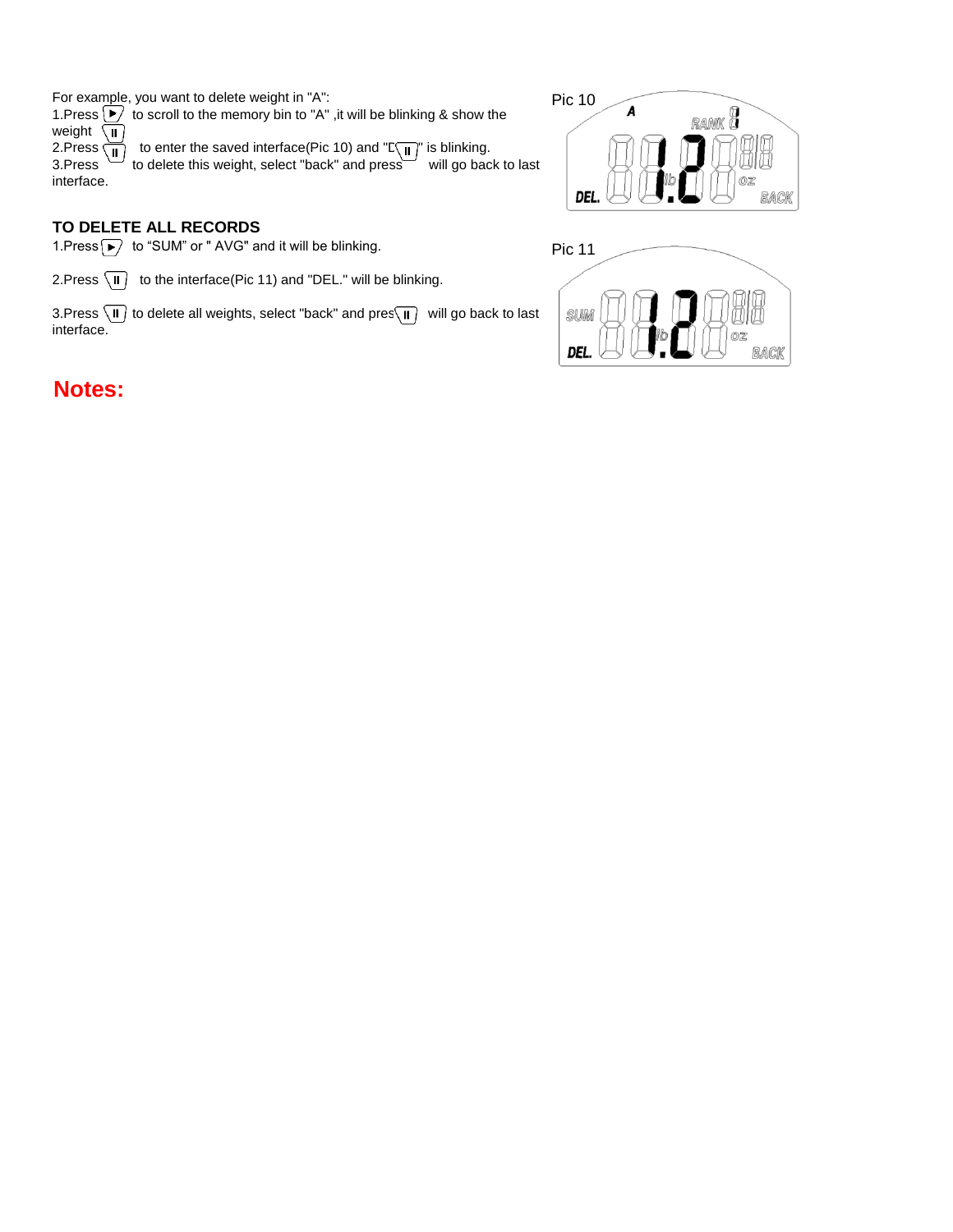For example, you want to delete weight in "A":

1.Press ▶ to scroll to the memory bin to "A" ,it will be blinking & show the weight II

2.Press II to enter the saved interface(Pic 10) and "DEL." is blinking.

3.Press II to delete this weight, select "back" and press II will go back to last interface.

Pic 10

A

RANK 8

DEL.

1.20

lb

oz

BACK

## TO DELETE ALL RECORDS

1.Press ▶ to "SUM" or " AVG" and it will be blinking.

2.Press II to the interface(Pic 11) and "DEL." will be blinking.

3.Press II to delete all weights, select "back" and press II will go back to last interface.

Pic 11

SUM

DEL.

1.20

lb

oz

BACK

## Notes: